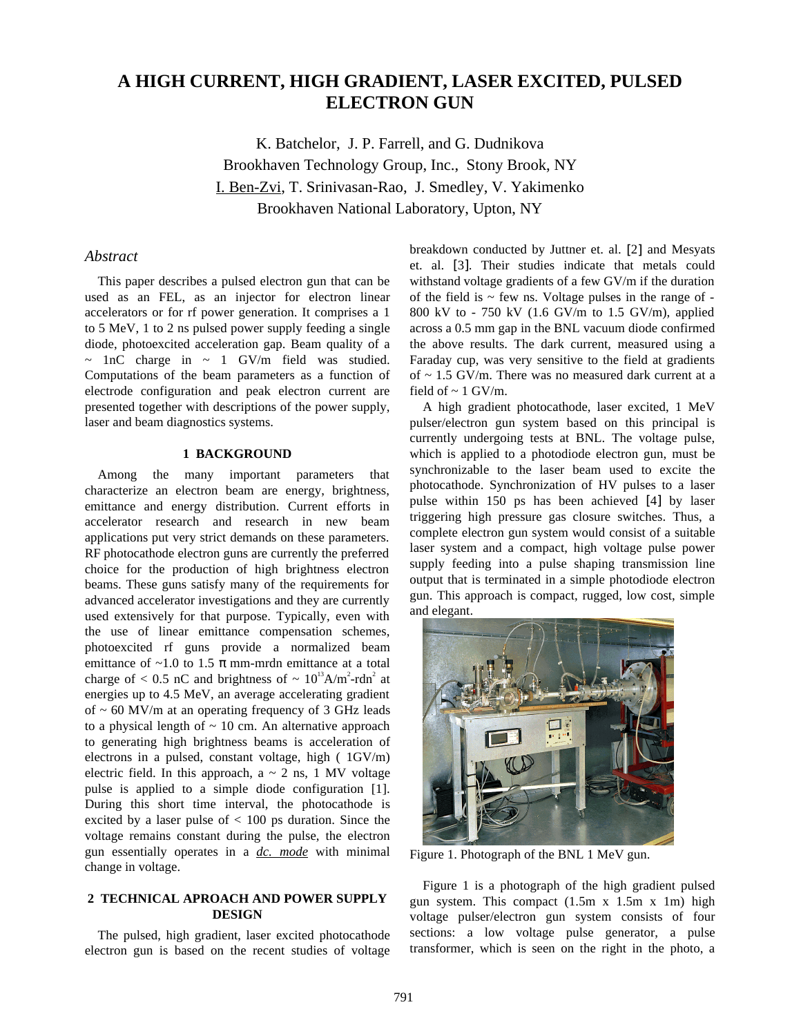# A HIGH CURRENT, HIGH GRADIENT, LASER EXCITED, PULSED ELECTRON GUN

K. Batchelor, J. P. Farrell, and G. Dudnikova
Brookhaven Technology Group, Inc., Stony Brook, NY
I. Ben-Zvi, T. Srinivasan-Rao, J. Smedley, V. Yakimenko
Brookhaven National Laboratory, Upton, NY

### *Abstract*

This paper describes a pulsed electron gun that can be used as an FEL, as an injector for electron linear accelerators or for rf power generation. It comprises a 1 to 5 MeV, 1 to 2 ns pulsed power supply feeding a single diode, photoexcited acceleration gap. Beam quality of a ~ 1nC charge in ~ 1 GV/m field was studied. Computations of the beam parameters as a function of electrode configuration and peak electron current are presented together with descriptions of the power supply, laser and beam diagnostics systems.

## 1 BACKGROUND

Among the many important parameters that characterize an electron beam are energy, brightness, emittance and energy distribution. Current efforts in accelerator research and research in new beam applications put very strict demands on these parameters. RF photocathode electron guns are currently the preferred choice for the production of high brightness electron beams. These guns satisfy many of the requirements for advanced accelerator investigations and they are currently used extensively for that purpose. Typically, even with the use of linear emittance compensation schemes, photoexcited rf guns provide a normalized beam emittance of ~1.0 to 1.5 $\pi$ mm-mrdn emittance at a total charge of < 0.5 nC and brightness of ~ $10^{13}$A/m$^2$-rdn$^2$ at energies up to 4.5 MeV, an average accelerating gradient of ~ 60 MV/m at an operating frequency of 3 GHz leads to a physical length of ~ 10 cm. An alternative approach to generating high brightness beams is acceleration of electrons in a pulsed, constant voltage, high ( 1GV/m) electric field. In this approach, a ~ 2 ns, 1 MV voltage pulse is applied to a simple diode configuration [1]. During this short time interval, the photocathode is excited by a laser pulse of < 100 ps duration. Since the voltage remains constant during the pulse, the electron gun essentially operates in a ***dc. mode*** with minimal change in voltage.

## 2 TECHNICAL APROACH AND POWER SUPPLY DESIGN

The pulsed, high gradient, laser excited photocathode electron gun is based on the recent studies of voltage breakdown conducted by Juttner et. al. [2] and Mesyats et. al. [3]. Their studies indicate that metals could withstand voltage gradients of a few GV/m if the duration of the field is ~ few ns. Voltage pulses in the range of - 800 kV to - 750 kV (1.6 GV/m to 1.5 GV/m), applied across a 0.5 mm gap in the BNL vacuum diode confirmed the above results. The dark current, measured using a Faraday cup, was very sensitive to the field at gradients of ~ 1.5 GV/m. There was no measured dark current at a field of ~ 1 GV/m.

A high gradient photocathode, laser excited, 1 MeV pulser/electron gun system based on this principal is currently undergoing tests at BNL. The voltage pulse, which is applied to a photodiode electron gun, must be synchronizable to the laser beam used to excite the photocathode. Synchronization of HV pulses to a laser pulse within 150 ps has been achieved [4] by laser triggering high pressure gas closure switches. Thus, a complete electron gun system would consist of a suitable laser system and a compact, high voltage pulse power supply feeding into a pulse shaping transmission line output that is terminated in a simple photodiode electron gun. This approach is compact, rugged, low cost, simple and elegant.

Figure 1. Photograph of the BNL 1 MeV gun.

Figure 1 is a photograph of the high gradient pulsed gun system. This compact (1.5m x 1.5m x 1m) high voltage pulser/electron gun system consists of four sections: a low voltage pulse generator, a pulse transformer, which is seen on the right in the photo, a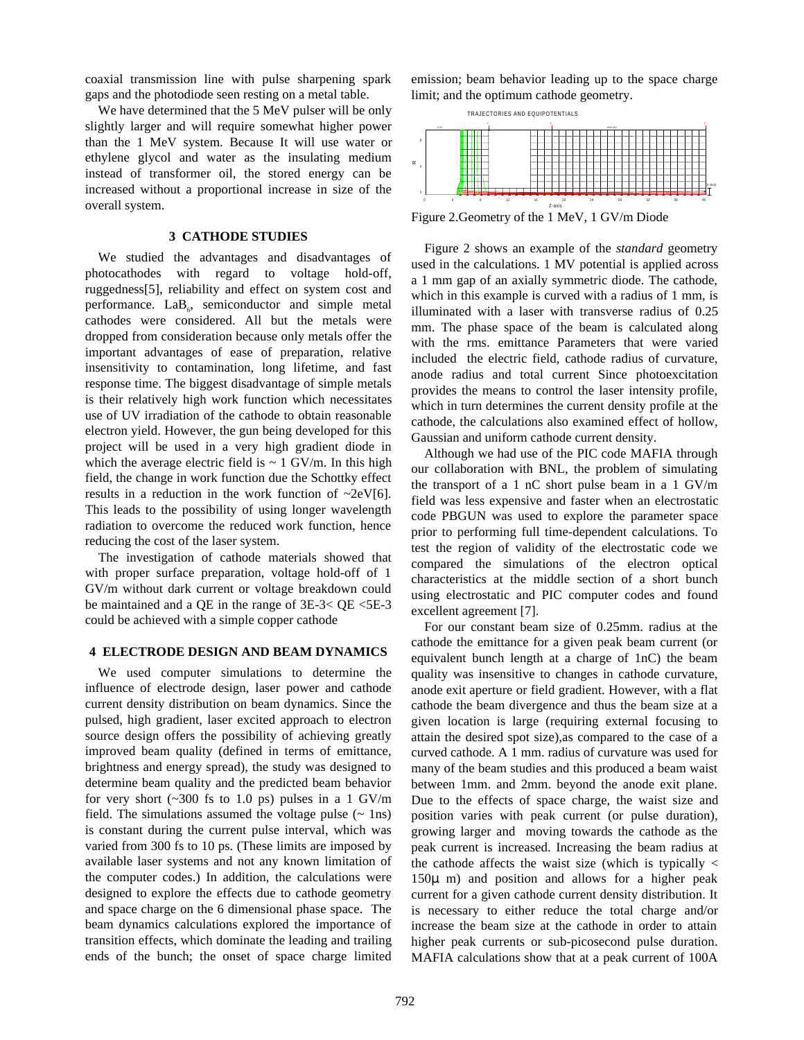coaxial transmission line with pulse sharpening spark gaps and the photodiode seen resting on a metal table.

We have determined that the 5 MeV pulser will be only slightly larger and will require somewhat higher power than the 1 MeV system. Because It will use water or ethylene glycol and water as the insulating medium instead of transformer oil, the stored energy can be increased without a proportional increase in size of the overall system.

## 3 CATHODE STUDIES

We studied the advantages and disadvantages of photocathodes with regard to voltage hold-off, ruggedness[5], reliability and effect on system cost and performance. $LaB_6$, semiconductor and simple metal cathodes were considered. All but the metals were dropped from consideration because only metals offer the important advantages of ease of preparation, relative insensitivity to contamination, long lifetime, and fast response time. The biggest disadvantage of simple metals is their relatively high work function which necessitates use of UV irradiation of the cathode to obtain reasonable electron yield. However, the gun being developed for this project will be used in a very high gradient diode in which the average electric field is ~ 1 GV/m. In this high field, the change in work function due the Schottky effect results in a reduction in the work function of ~2eV[6]. This leads to the possibility of using longer wavelength radiation to overcome the reduced work function, hence reducing the cost of the laser system.

The investigation of cathode materials showed that with proper surface preparation, voltage hold-off of 1 GV/m without dark current or voltage breakdown could be maintained and a QE in the range of 3E-3< QE <5E-3 could be achieved with a simple copper cathode

## 4 ELECTRODE DESIGN AND BEAM DYNAMICS

We used computer simulations to determine the influence of electrode design, laser power and cathode current density distribution on beam dynamics. Since the pulsed, high gradient, laser excited approach to electron source design offers the possibility of achieving greatly improved beam quality (defined in terms of emittance, brightness and energy spread), the study was designed to determine beam quality and the predicted beam behavior for very short (~300 fs to 1.0 ps) pulses in a 1 GV/m field. The simulations assumed the voltage pulse (~ 1ns) is constant during the current pulse interval, which was varied from 300 fs to 10 ps. (These limits are imposed by available laser systems and not any known limitation of the computer codes.) In addition, the calculations were designed to explore the effects due to cathode geometry and space charge on the 6 dimensional phase space. The beam dynamics calculations explored the importance of transition effects, which dominate the leading and trailing ends of the bunch; the onset of space charge limited emission; beam behavior leading up to the space charge limit; and the optimum cathode geometry.

Figure 2.Geometry of the 1 MeV, 1 GV/m Diode

Figure 2 shows an example of the *standard* geometry used in the calculations. 1 MV potential is applied across a 1 mm gap of an axially symmetric diode. The cathode, which in this example is curved with a radius of 1 mm, is illuminated with a laser with transverse radius of 0.25 mm. The phase space of the beam is calculated along with the rms. emittance Parameters that were varied included the electric field, cathode radius of curvature, anode radius and total current Since photoexcitation provides the means to control the laser intensity profile, which in turn determines the current density profile at the cathode, the calculations also examined effect of hollow, Gaussian and uniform cathode current density.

Although we had use of the PIC code MAFIA through our collaboration with BNL, the problem of simulating the transport of a 1 nC short pulse beam in a 1 GV/m field was less expensive and faster when an electrostatic code PBGUN was used to explore the parameter space prior to performing full time-dependent calculations. To test the region of validity of the electrostatic code we compared the simulations of the electron optical characteristics at the middle section of a short bunch using electrostatic and PIC computer codes and found excellent agreement [7].

For our constant beam size of 0.25mm. radius at the cathode the emittance for a given peak beam current (or equivalent bunch length at a charge of 1nC) the beam quality was insensitive to changes in cathode curvature, anode exit aperture or field gradient. However, with a flat cathode the beam divergence and thus the beam size at a given location is large (requiring external focusing to attain the desired spot size),as compared to the case of a curved cathode. A 1 mm. radius of curvature was used for many of the beam studies and this produced a beam waist between 1mm. and 2mm. beyond the anode exit plane. Due to the effects of space charge, the waist size and position varies with peak current (or pulse duration), growing larger and moving towards the cathode as the peak current is increased. Increasing the beam radius at the cathode affects the waist size (which is typically < 150μ m) and position and allows for a higher peak current for a given cathode current density distribution. It is necessary to either reduce the total charge and/or increase the beam size at the cathode in order to attain higher peak currents or sub-picosecond pulse duration. MAFIA calculations show that at a peak current of 100A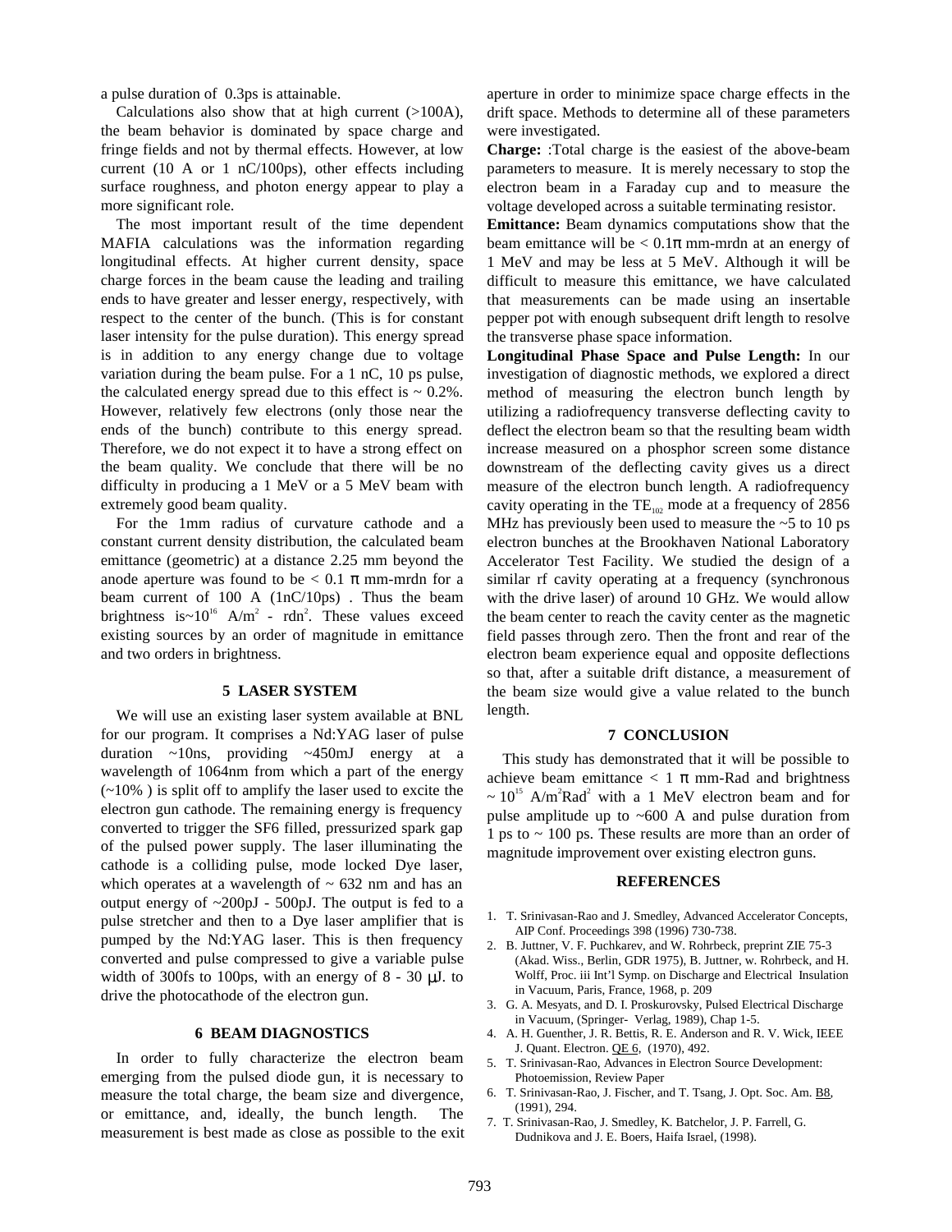a pulse duration of 0.3ps is attainable.

Calculations also show that at high current (>100A), the beam behavior is dominated by space charge and fringe fields and not by thermal effects. However, at low current (10 A or 1 nC/100ps), other effects including surface roughness, and photon energy appear to play a more significant role.

The most important result of the time dependent MAFIA calculations was the information regarding longitudinal effects. At higher current density, space charge forces in the beam cause the leading and trailing ends to have greater and lesser energy, respectively, with respect to the center of the bunch. (This is for constant laser intensity for the pulse duration). This energy spread is in addition to any energy change due to voltage variation during the beam pulse. For a 1 nC, 10 ps pulse, the calculated energy spread due to this effect is ~ 0.2%. However, relatively few electrons (only those near the ends of the bunch) contribute to this energy spread. Therefore, we do not expect it to have a strong effect on the beam quality. We conclude that there will be no difficulty in producing a 1 MeV or a 5 MeV beam with extremely good beam quality.

For the 1mm radius of curvature cathode and a constant current density distribution, the calculated beam emittance (geometric) at a distance 2.25 mm beyond the anode aperture was found to be < 0.1 π mm-mrdn for a beam current of 100 A (1nC/10ps) . Thus the beam brightness is~$10^{16}$ A/m$^2$ - rdn$^2$. These values exceed existing sources by an order of magnitude in emittance and two orders in brightness.

## 5 LASER SYSTEM

We will use an existing laser system available at BNL for our program. It comprises a Nd:YAG laser of pulse duration ~10ns, providing ~450mJ energy at a wavelength of 1064nm from which a part of the energy (~10% ) is split off to amplify the laser used to excite the electron gun cathode. The remaining energy is frequency converted to trigger the SF6 filled, pressurized spark gap of the pulsed power supply. The laser illuminating the cathode is a colliding pulse, mode locked Dye laser, which operates at a wavelength of ~ 632 nm and has an output energy of ~200pJ - 500pJ. The output is fed to a pulse stretcher and then to a Dye laser amplifier that is pumped by the Nd:YAG laser. This is then frequency converted and pulse compressed to give a variable pulse width of 300fs to 100ps, with an energy of 8 - 30 μJ. to drive the photocathode of the electron gun.

## 6 BEAM DIAGNOSTICS

In order to fully characterize the electron beam emerging from the pulsed diode gun, it is necessary to measure the total charge, the beam size and divergence, or emittance, and, ideally, the bunch length. The measurement is best made as close as possible to the exit aperture in order to minimize space charge effects in the drift space. Methods to determine all of these parameters were investigated.

**Charge:** :Total charge is the easiest of the above-beam parameters to measure. It is merely necessary to stop the electron beam in a Faraday cup and to measure the voltage developed across a suitable terminating resistor.

**Emittance:** Beam dynamics computations show that the beam emittance will be < 0.1π mm-mrdn at an energy of 1 MeV and may be less at 5 MeV. Although it will be difficult to measure this emittance, we have calculated that measurements can be made using an insertable pepper pot with enough subsequent drift length to resolve the transverse phase space information.

**Longitudinal Phase Space and Pulse Length:** In our investigation of diagnostic methods, we explored a direct method of measuring the electron bunch length by utilizing a radiofrequency transverse deflecting cavity to deflect the electron beam so that the resulting beam width increase measured on a phosphor screen some distance downstream of the deflecting cavity gives us a direct measure of the electron bunch length. A radiofrequency cavity operating in the $TE_{102}$ mode at a frequency of 2856 MHz has previously been used to measure the ~5 to 10 ps electron bunches at the Brookhaven National Laboratory Accelerator Test Facility. We studied the design of a similar rf cavity operating at a frequency (synchronous with the drive laser) of around 10 GHz. We would allow the beam center to reach the cavity center as the magnetic field passes through zero. Then the front and rear of the electron beam experience equal and opposite deflections so that, after a suitable drift distance, a measurement of the beam size would give a value related to the bunch length.

## 7 CONCLUSION

This study has demonstrated that it will be possible to achieve beam emittance < 1 π mm-Rad and brightness ~ $10^{15}$ A/m$^2$Rad$^2$ with a 1 MeV electron beam and for pulse amplitude up to ~600 A and pulse duration from 1 ps to ~ 100 ps. These results are more than an order of magnitude improvement over existing electron guns.

## REFERENCES

1. T. Srinivasan-Rao and J. Smedley, Advanced Accelerator Concepts, AIP Conf. Proceedings 398 (1996) 730-738.
2. B. Juttner, V. F. Puchkarev, and W. Rohrbeck, preprint ZIE 75-3 (Akad. Wiss., Berlin, GDR 1975), B. Juttner, w. Rohrbeck, and H. Wolff, Proc. iii Int'l Symp. on Discharge and Electrical Insulation in Vacuum, Paris, France, 1968, p. 209
3. G. A. Mesyats, and D. I. Proskurovsky, Pulsed Electrical Discharge in Vacuum, (Springer- Verlag, 1989), Chap 1-5.
4. A. H. Guenther, J. R. Bettis, R. E. Anderson and R. V. Wick, IEEE J. Quant. Electron. QE 6, (1970), 492.
5. T. Srinivasan-Rao, Advances in Electron Source Development: Photoemission, Review Paper
6. T. Srinivasan-Rao, J. Fischer, and T. Tsang, J. Opt. Soc. Am. B8, (1991), 294.
7. T. Srinivasan-Rao, J. Smedley, K. Batchelor, J. P. Farrell, G. Dudnikova and J. E. Boers, Haifa Israel, (1998).